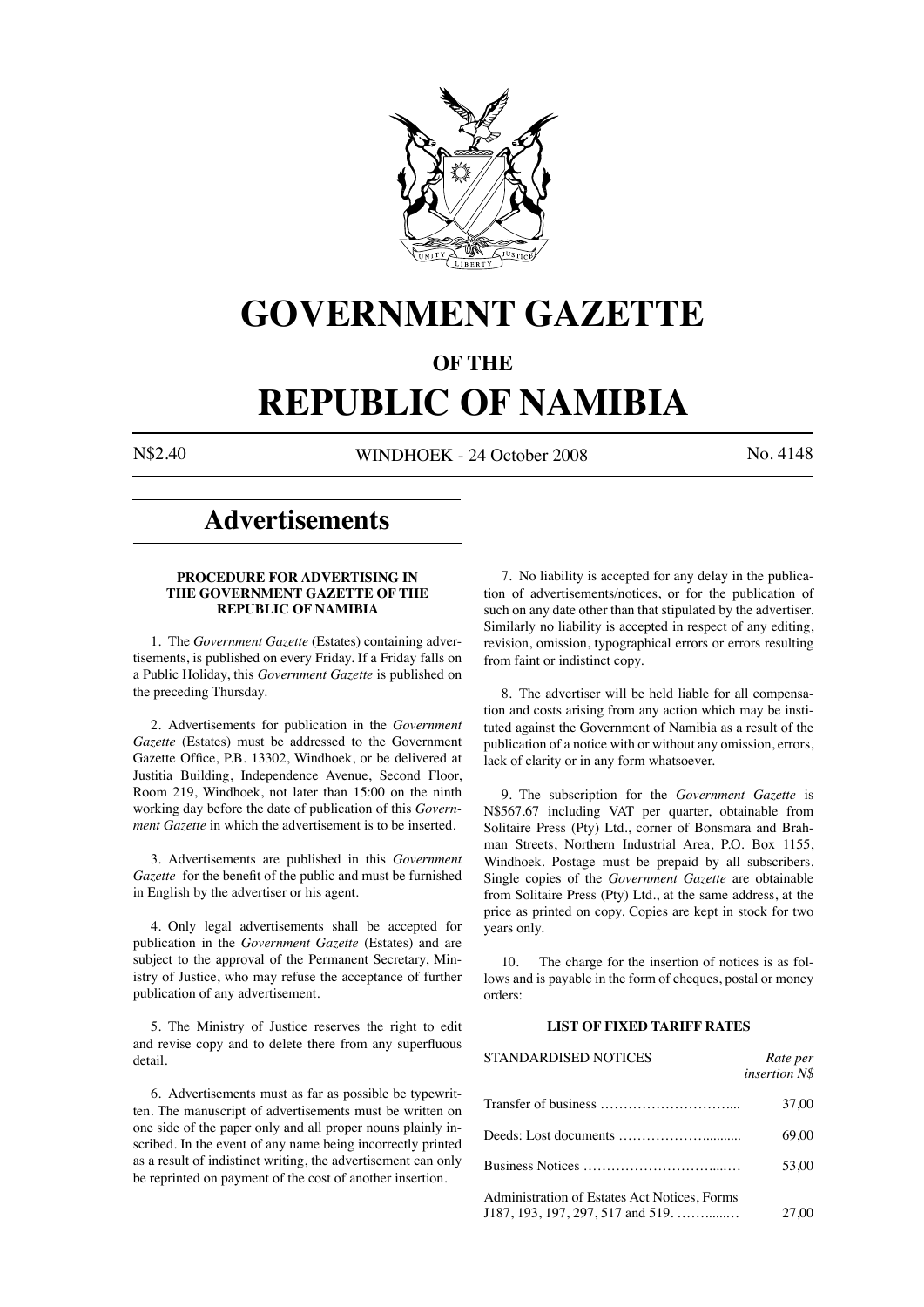# GOVERNMENT GAZETTE

## OF THE

# REPUBLIC OF NAMIBIA

N$2.40 WINDHOEK - 24 October 2008 No. 4148

# Advertisements

### PROCEDURE FOR ADVERTISING IN THE GOVERNMENT GAZETTE OF THE REPUBLIC OF NAMIBIA

1. The *Government Gazette* (Estates) containing advertisements, is published on every Friday. If a Friday falls on a Public Holiday, this *Government Gazette* is published on the preceding Thursday.

2. Advertisements for publication in the *Government Gazette* (Estates) must be addressed to the Government Gazette Office, P.B. 13302, Windhoek, or be delivered at Justitia Building, Independence Avenue, Second Floor, Room 219, Windhoek, not later than 15:00 on the ninth working day before the date of publication of this *Government Gazette* in which the advertisement is to be inserted.

3. Advertisements are published in this *Government Gazette* for the benefit of the public and must be furnished in English by the advertiser or his agent.

4. Only legal advertisements shall be accepted for publication in the *Government Gazette* (Estates) and are subject to the approval of the Permanent Secretary, Ministry of Justice, who may refuse the acceptance of further publication of any advertisement.

5. The Ministry of Justice reserves the right to edit and revise copy and to delete there from any superfluous detail.

6. Advertisements must as far as possible be typewritten. The manuscript of advertisements must be written on one side of the paper only and all proper nouns plainly inscribed. In the event of any name being incorrectly printed as a result of indistinct writing, the advertisement can only be reprinted on payment of the cost of another insertion.

7. No liability is accepted for any delay in the publication of advertisements/notices, or for the publication of such on any date other than that stipulated by the advertiser. Similarly no liability is accepted in respect of any editing, revision, omission, typographical errors or errors resulting from faint or indistinct copy.

8. The advertiser will be held liable for all compensation and costs arising from any action which may be instituted against the Government of Namibia as a result of the publication of a notice with or without any omission, errors, lack of clarity or in any form whatsoever.

9. The subscription for the *Government Gazette* is N$567.67 including VAT per quarter, obtainable from Solitaire Press (Pty) Ltd., corner of Bonsmara and Brahman Streets, Northern Industrial Area, P.O. Box 1155, Windhoek. Postage must be prepaid by all subscribers. Single copies of the *Government Gazette* are obtainable from Solitaire Press (Pty) Ltd., at the same address, at the price as printed on copy. Copies are kept in stock for two years only.

10. The charge for the insertion of notices is as follows and is payable in the form of cheques, postal or money orders:

### LIST OF FIXED TARIFF RATES

| STANDARDISED NOTICES | *Rate per insertion N$* |
|---|---|
| Transfer of business ………………………... | 37,00 |
| Deeds: Lost documents ………………........... | 69,00 |
| Business Notices …………………………...… | 53,00 |
| Administration of Estates Act Notices, Forms J187, 193, 197, 297, 517 and 519. ……....… | 27,00 |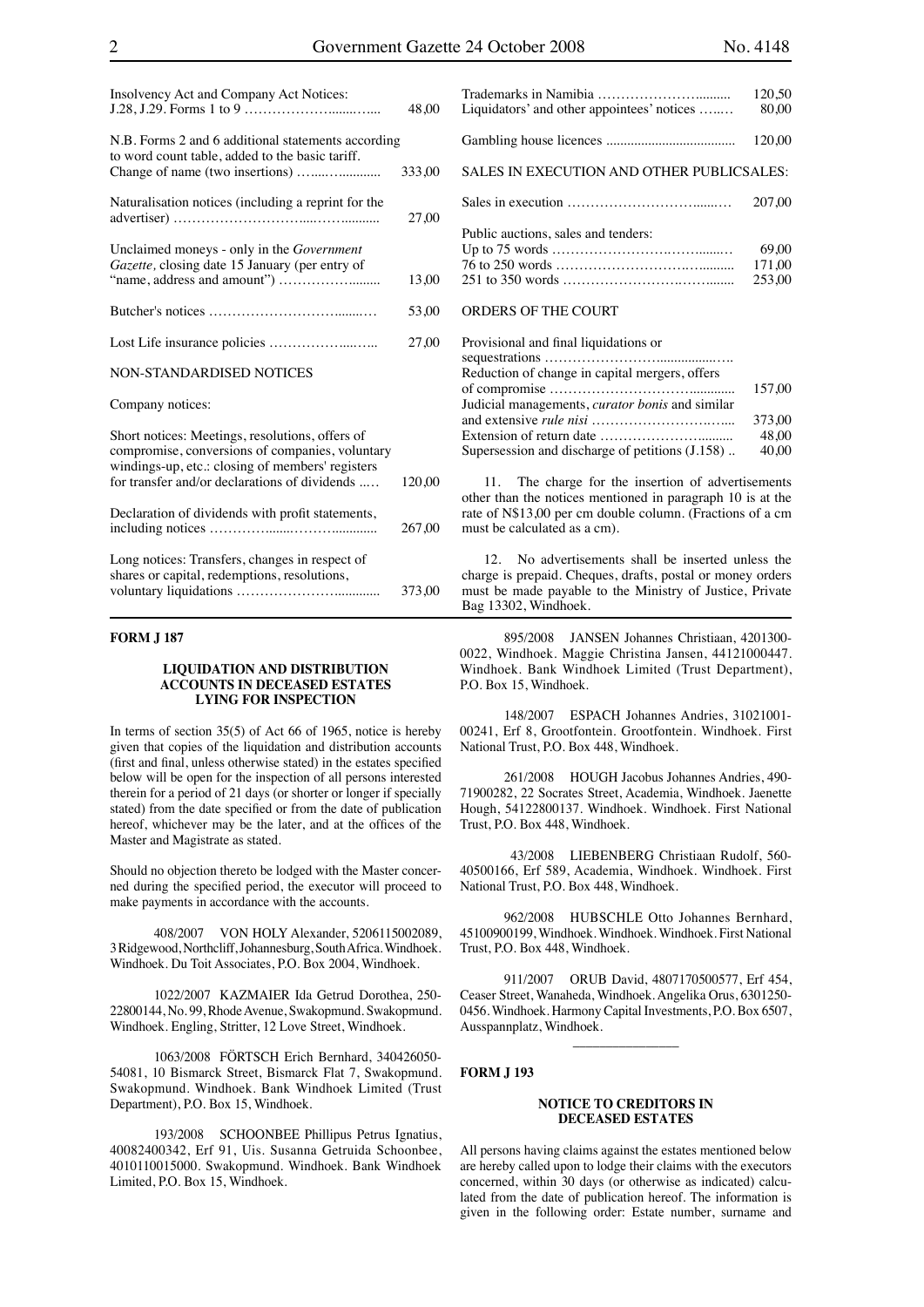| | |
|---|---|
| Insolvency Act and Company Act Notices: J.28, J.29. Forms 1 to 9 | 48,00 |
| N.B. Forms 2 and 6 additional statements according to word count table, added to the basic tariff. | |
| Change of name (two insertions) | 333,00 |
| Naturalisation notices (including a reprint for the advertiser) | 27,00 |
| Unclaimed moneys - only in the *Government Gazette,* closing date 15 January (per entry of "name, address and amount") | 13,00 |
| Butcher's notices | 53,00 |
| Lost Life insurance policies | 27,00 |
| **NON-STANDARDISED NOTICES** | |
| Company notices: | |
| Short notices: Meetings, resolutions, offers of compromise, conversions of companies, voluntary windings-up, etc.: closing of members' registers for transfer and/or declarations of dividends | 120,00 |
| Declaration of dividends with profit statements, including notices | 267,00 |
| Long notices: Transfers, changes in respect of shares or capital, redemptions, resolutions, voluntary liquidations | 373,00 |
| Trademarks in Namibia | 120,50 |
| Liquidators' and other appointees' notices | 80,00 |
| Gambling house licences | 120,00 |
| **SALES IN EXECUTION AND OTHER PUBLICSALES:** | |
| Sales in execution | 207,00 |
| Public auctions, sales and tenders: | |
| Up to 75 words | 69,00 |
| 76 to 250 words | 171,00 |
| 251 to 350 words | 253,00 |
| **ORDERS OF THE COURT** | |
| Provisional and final liquidations or sequestrations | |
| Reduction of change in capital mergers, offers of compromise | 157,00 |
| Judicial managements, *curator bonis* and similar and extensive *rule nisi* | 373,00 |
| Extension of return date | 48,00 |
| Supersession and discharge of petitions (J.158) | 40,00 |

11. The charge for the insertion of advertisements other than the notices mentioned in paragraph 10 is at the rate of N$13,00 per cm double column. (Fractions of a cm must be calculated as a cm).

12. No advertisements shall be inserted unless the charge is prepaid. Cheques, drafts, postal or money orders must be made payable to the Ministry of Justice, Private Bag 13302, Windhoek.

**FORM J 187**

### LIQUIDATION AND DISTRIBUTION ACCOUNTS IN DECEASED ESTATES LYING FOR INSPECTION

In terms of section 35(5) of Act 66 of 1965, notice is hereby given that copies of the liquidation and distribution accounts (first and final, unless otherwise stated) in the estates specified below will be open for the inspection of all persons interested therein for a period of 21 days (or shorter or longer if specially stated) from the date specified or from the date of publication hereof, whichever may be the later, and at the offices of the Master and Magistrate as stated.

Should no objection thereto be lodged with the Master concerned during the specified period, the executor will proceed to make payments in accordance with the accounts.

408/2007 VON HOLY Alexander, 5206115002089, 3 Ridgewood, Northcliff, Johannesburg, South Africa. Windhoek. Windhoek. Du Toit Associates, P.O. Box 2004, Windhoek.

1022/2007 KAZMAIER Ida Getrud Dorothea, 250-22800144, No. 99, Rhode Avenue, Swakopmund. Swakopmund. Windhoek. Engling, Stritter, 12 Love Street, Windhoek.

1063/2008 FÖRTSCH Erich Bernhard, 340426050-54081, 10 Bismarck Street, Bismarck Flat 7, Swakopmund. Swakopmund. Windhoek. Bank Windhoek Limited (Trust Department), P.O. Box 15, Windhoek.

193/2008 SCHOONBEE Phillipus Petrus Ignatius, 40082400342, Erf 91, Uis. Susanna Getruida Schoonbee, 4010110015000. Swakopmund. Windhoek. Bank Windhoek Limited, P.O. Box 15, Windhoek.

895/2008 JANSEN Johannes Christiaan, 4201300-0022, Windhoek. Maggie Christina Jansen, 44121000447. Windhoek. Bank Windhoek Limited (Trust Department), P.O. Box 15, Windhoek.

148/2007 ESPACH Johannes Andries, 31021001-00241, Erf 8, Grootfontein. Grootfontein. Windhoek. First National Trust, P.O. Box 448, Windhoek.

261/2008 HOUGH Jacobus Johannes Andries, 490-71900282, 22 Socrates Street, Academia, Windhoek. Jaenette Hough, 54122800137. Windhoek. Windhoek. First National Trust, P.O. Box 448, Windhoek.

43/2008 LIEBENBERG Christiaan Rudolf, 560-40500166, Erf 589, Academia, Windhoek. Windhoek. First National Trust, P.O. Box 448, Windhoek.

962/2008 HUBSCHLE Otto Johannes Bernhard, 45100900199, Windhoek. Windhoek. Windhoek. First National Trust, P.O. Box 448, Windhoek.

911/2007 ORUB David, 4807170500577, Erf 454, Ceaser Street, Wanaheda, Windhoek. Angelika Orus, 6301250-0456. Windhoek. Harmony Capital Investments, P.O. Box 6507, Ausspannplatz, Windhoek.

---

**FORM J 193**

### NOTICE TO CREDITORS IN DECEASED ESTATES

All persons having claims against the estates mentioned below are hereby called upon to lodge their claims with the executors concerned, within 30 days (or otherwise as indicated) calculated from the date of publication hereof. The information is given in the following order: Estate number, surname and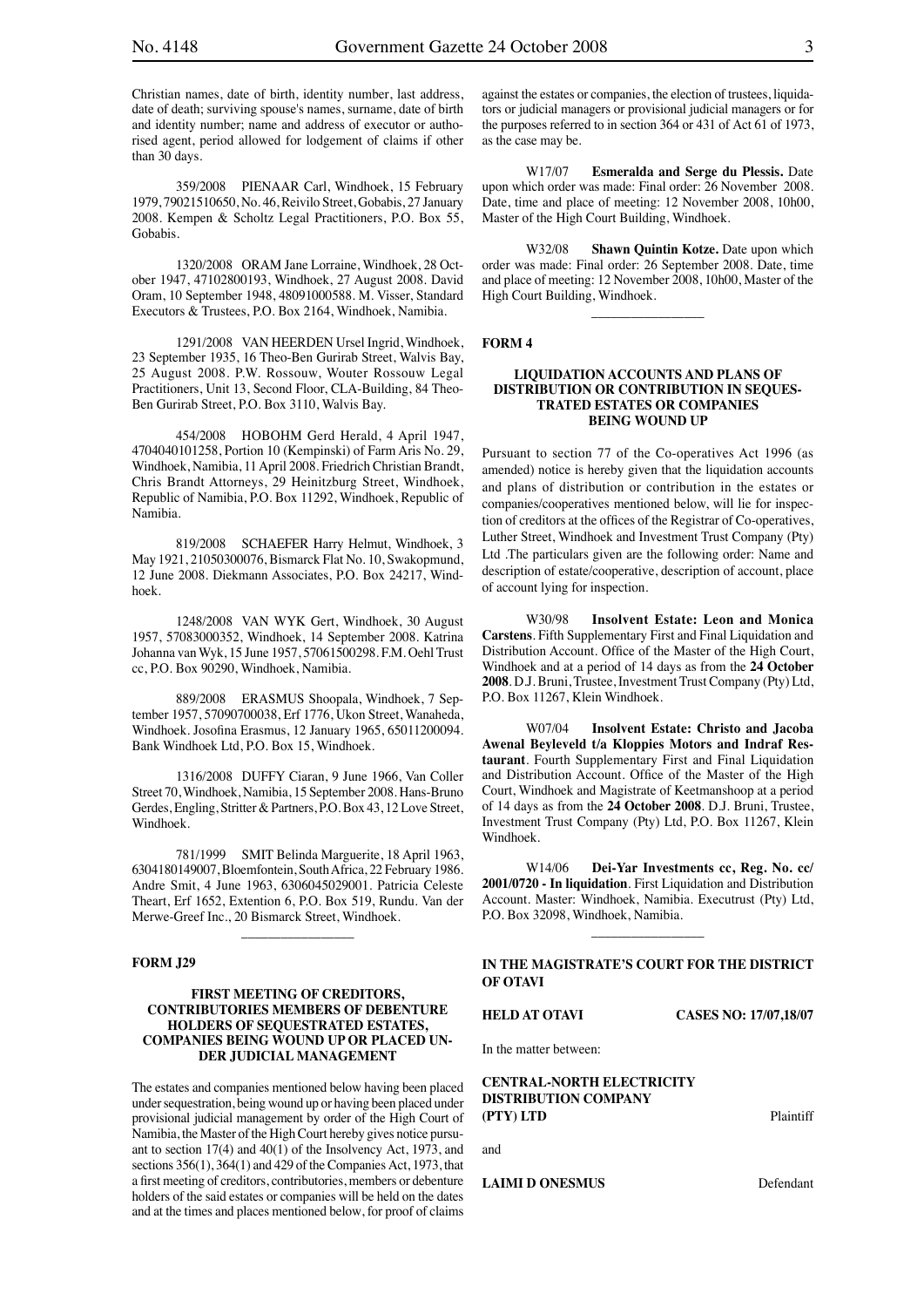Christian names, date of birth, identity number, last address, date of death; surviving spouse's names, surname, date of birth and identity number; name and address of executor or authorised agent, period allowed for lodgement of claims if other than 30 days.

359/2008 PIENAAR Carl, Windhoek, 15 February 1979, 79021510650, No. 46, Reivilo Street, Gobabis, 27 January 2008. Kempen & Scholtz Legal Practitioners, P.O. Box 55, Gobabis.

1320/2008 ORAM Jane Lorraine, Windhoek, 28 October 1947, 47102800193, Windhoek, 27 August 2008. David Oram, 10 September 1948, 48091000588. M. Visser, Standard Executors & Trustees, P.O. Box 2164, Windhoek, Namibia.

1291/2008 VAN HEERDEN Ursel Ingrid, Windhoek, 23 September 1935, 16 Theo-Ben Gurirab Street, Walvis Bay, 25 August 2008. P.W. Rossouw, Wouter Rossouw Legal Practitioners, Unit 13, Second Floor, CLA-Building, 84 Theo-Ben Gurirab Street, P.O. Box 3110, Walvis Bay.

454/2008 HOBOHM Gerd Herald, 4 April 1947, 4704040101258, Portion 10 (Kempinski) of Farm Aris No. 29, Windhoek, Namibia, 11 April 2008. Friedrich Christian Brandt, Chris Brandt Attorneys, 29 Heinitzburg Street, Windhoek, Republic of Namibia, P.O. Box 11292, Windhoek, Republic of Namibia.

819/2008 SCHAEFER Harry Helmut, Windhoek, 3 May 1921, 21050300076, Bismarck Flat No. 10, Swakopmund, 12 June 2008. Diekmann Associates, P.O. Box 24217, Windhoek.

1248/2008 VAN WYK Gert, Windhoek, 30 August 1957, 57083000352, Windhoek, 14 September 2008. Katrina Johanna van Wyk, 15 June 1957, 57061500298. F.M. Oehl Trust cc, P.O. Box 90290, Windhoek, Namibia.

889/2008 ERASMUS Shoopala, Windhoek, 7 September 1957, 57090700038, Erf 1776, Ukon Street, Wanaheda, Windhoek. Josofina Erasmus, 12 January 1965, 65011200094. Bank Windhoek Ltd, P.O. Box 15, Windhoek.

1316/2008 DUFFY Ciaran, 9 June 1966, Van Coller Street 70, Windhoek, Namibia, 15 September 2008. Hans-Bruno Gerdes, Engling, Stritter & Partners, P.O. Box 43, 12 Love Street, Windhoek.

781/1999 SMIT Belinda Marguerite, 18 April 1963, 6304180149007, Bloemfontein, South Africa, 22 February 1986. Andre Smit, 4 June 1963, 6306045029001. Patricia Celeste Theart, Erf 1652, Extention 6, P.O. Box 519, Rundu. Van der Merwe-Greef Inc., 20 Bismarck Street, Windhoek.

---

## FORM J29

### FIRST MEETING OF CREDITORS, CONTRIBUTORIES MEMBERS OF DEBENTURE HOLDERS OF SEQUESTRATED ESTATES, COMPANIES BEING WOUND UP OR PLACED UNDER JUDICIAL MANAGEMENT

The estates and companies mentioned below having been placed under sequestration, being wound up or having been placed under provisional judicial management by order of the High Court of Namibia, the Master of the High Court hereby gives notice pursuant to section 17(4) and 40(1) of the Insolvency Act, 1973, and sections 356(1), 364(1) and 429 of the Companies Act, 1973, that a first meeting of creditors, contributories, members or debenture holders of the said estates or companies will be held on the dates and at the times and places mentioned below, for proof of claims against the estates or companies, the election of trustees, liquidators or judicial managers or provisional judicial managers or for the purposes referred to in section 364 or 431 of Act 61 of 1973, as the case may be.

W17/07 **Esmeralda and Serge du Plessis.** Date upon which order was made: Final order: 26 November 2008. Date, time and place of meeting: 12 November 2008, 10h00, Master of the High Court Building, Windhoek.

W32/08 **Shawn Quintin Kotze.** Date upon which order was made: Final order: 26 September 2008. Date, time and place of meeting: 12 November 2008, 10h00, Master of the High Court Building, Windhoek.

---

## FORM 4

### LIQUIDATION ACCOUNTS AND PLANS OF DISTRIBUTION OR CONTRIBUTION IN SEQUESTRATED ESTATES OR COMPANIES BEING WOUND UP

Pursuant to section 77 of the Co-operatives Act 1996 (as amended) notice is hereby given that the liquidation accounts and plans of distribution or contribution in the estates or companies/cooperatives mentioned below, will lie for inspection of creditors at the offices of the Registrar of Co-operatives, Luther Street, Windhoek and Investment Trust Company (Pty) Ltd .The particulars given are the following order: Name and description of estate/cooperative, description of account, place of account lying for inspection.

W30/98 **Insolvent Estate: Leon and Monica Carstens**. Fifth Supplementary First and Final Liquidation and Distribution Account. Office of the Master of the High Court, Windhoek and at a period of 14 days as from the **24 October 2008**. D.J. Bruni, Trustee, Investment Trust Company (Pty) Ltd, P.O. Box 11267, Klein Windhoek.

W07/04 **Insolvent Estate: Christo and Jacoba Awenal Beyleveld t/a Kloppies Motors and Indraf Restaurant**. Fourth Supplementary First and Final Liquidation and Distribution Account. Office of the Master of the High Court, Windhoek and Magistrate of Keetmanshoop at a period of 14 days as from the **24 October 2008**. D.J. Bruni, Trustee, Investment Trust Company (Pty) Ltd, P.O. Box 11267, Klein Windhoek.

W14/06 **Dei-Yar Investments cc, Reg. No. cc/2001/0720 - In liquidation**. First Liquidation and Distribution Account. Master: Windhoek, Namibia. Executrust (Pty) Ltd, P.O. Box 32098, Windhoek, Namibia.

---

### IN THE MAGISTRATE'S COURT FOR THE DISTRICT OF OTAVI

**HELD AT OTAVI** **CASES NO: 17/07,18/07**

In the matter between:

**CENTRAL-NORTH ELECTRICITY DISTRIBUTION COMPANY (PTY) LTD** Plaintiff

and

**LAIMI D ONESMUS** Defendant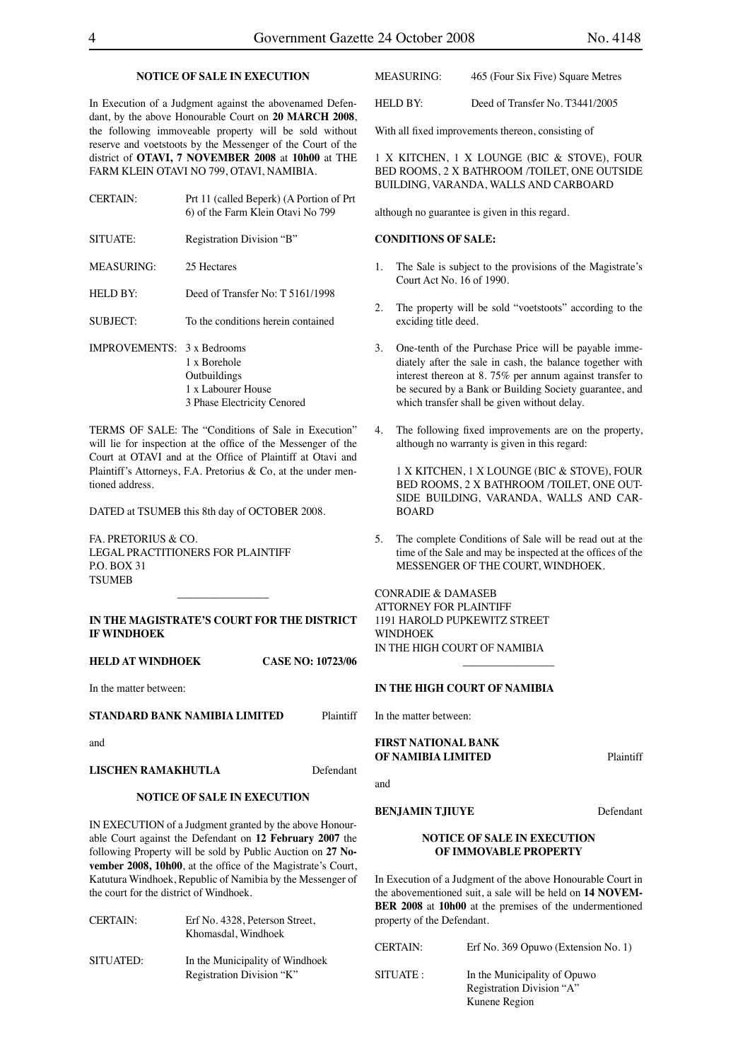## NOTICE OF SALE IN EXECUTION

In Execution of a Judgment against the abovenamed Defendant, by the above Honourable Court on **20 MARCH 2008**, the following immoveable property will be sold without reserve and voetstoots by the Messenger of the Court of the district of **OTAVI, 7 NOVEMBER 2008** at **10h00** at THE FARM KLEIN OTAVI NO 799, OTAVI, NAMIBIA.

| | |
|---|---|
| CERTAIN: | Prt 11 (called Beperk) (A Portion of Prt 6) of the Farm Klein Otavi No 799 |
| SITUATE: | Registration Division "B" |
| MEASURING: | 25 Hectares |
| HELD BY: | Deed of Transfer No: T 5161/1998 |
| SUBJECT: | To the conditions herein contained |
| IMPROVEMENTS: | 3 x Bedrooms<br>1 x Borehole<br>Outbuildings<br>1 x Labourer House<br>3 Phase Electricity Cenored |

TERMS OF SALE: The "Conditions of Sale in Execution" will lie for inspection at the office of the Messenger of the Court at OTAVI and at the Office of Plaintiff at Otavi and Plaintiff's Attorneys, F.A. Pretorius & Co, at the under mentioned address.

DATED at TSUMEB this 8th day of OCTOBER 2008.

FA. PRETORIUS & CO.
LEGAL PRACTITIONERS FOR PLAINTIFF
P.O. BOX 31
TSUMEB

---

## IN THE MAGISTRATE'S COURT FOR THE DISTRICT IF WINDHOEK

**HELD AT WINDHOEK** **CASE NO: 10723/06**

In the matter between:

**STANDARD BANK NAMIBIA LIMITED** Plaintiff

and

**LISCHEN RAMAKHUTLA** Defendant

## NOTICE OF SALE IN EXECUTION

IN EXECUTION of a Judgment granted by the above Honourable Court against the Defendant on **12 February 2007** the following Property will be sold by Public Auction on **27 November 2008, 10h00**, at the office of the Magistrate's Court, Katutura Windhoek, Republic of Namibia by the Messenger of the court for the district of Windhoek.

| | |
|---|---|
| CERTAIN: | Erf No. 4328, Peterson Street, Khomasdal, Windhoek |
| SITUATED: | In the Municipality of Windhoek Registration Division "K" |
| MEASURING: | 465 (Four Six Five) Square Metres |
| HELD BY: | Deed of Transfer No. T3441/2005 |

With all fixed improvements thereon, consisting of

1 X KITCHEN, 1 X LOUNGE (BIC & STOVE), FOUR BED ROOMS, 2 X BATHROOM /TOILET, ONE OUTSIDE BUILDING, VARANDA, WALLS AND CARBOARD

although no guarantee is given in this regard.

**CONDITIONS OF SALE:**

1. The Sale is subject to the provisions of the Magistrate's Court Act No. 16 of 1990.
2. The property will be sold "voetstoots" according to the exciding title deed.
3. One-tenth of the Purchase Price will be payable immediately after the sale in cash, the balance together with interest thereon at 8. 75% per annum against transfer to be secured by a Bank or Building Society guarantee, and which transfer shall be given without delay.
4. The following fixed improvements are on the property, although no warranty is given in this regard:

   1 X KITCHEN, 1 X LOUNGE (BIC & STOVE), FOUR BED ROOMS, 2 X BATHROOM /TOILET, ONE OUTSIDE BUILDING, VARANDA, WALLS AND CARBOARD

5. The complete Conditions of Sale will be read out at the time of the Sale and may be inspected at the offices of the MESSENGER OF THE COURT, WINDHOEK.

CONRADIE & DAMASEB
ATTORNEY FOR PLAINTIFF
1191 HAROLD PUPKEWITZ STREET
WINDHOEK
IN THE HIGH COURT OF NAMIBIA

---

## IN THE HIGH COURT OF NAMIBIA

In the matter between:

**FIRST NATIONAL BANK OF NAMIBIA LIMITED** Plaintiff

and

**BENJAMIN TJIUYE** Defendant

## NOTICE OF SALE IN EXECUTION OF IMMOVABLE PROPERTY

In Execution of a Judgment of the above Honourable Court in the abovementioned suit, a sale will be held on **14 NOVEMBER 2008** at **10h00** at the premises of the undermentioned property of the Defendant.

| | |
|---|---|
| CERTAIN: | Erf No. 369 Opuwo (Extension No. 1) |
| SITUATE : | In the Municipality of Opuwo<br>Registration Division "A"<br>Kunene Region |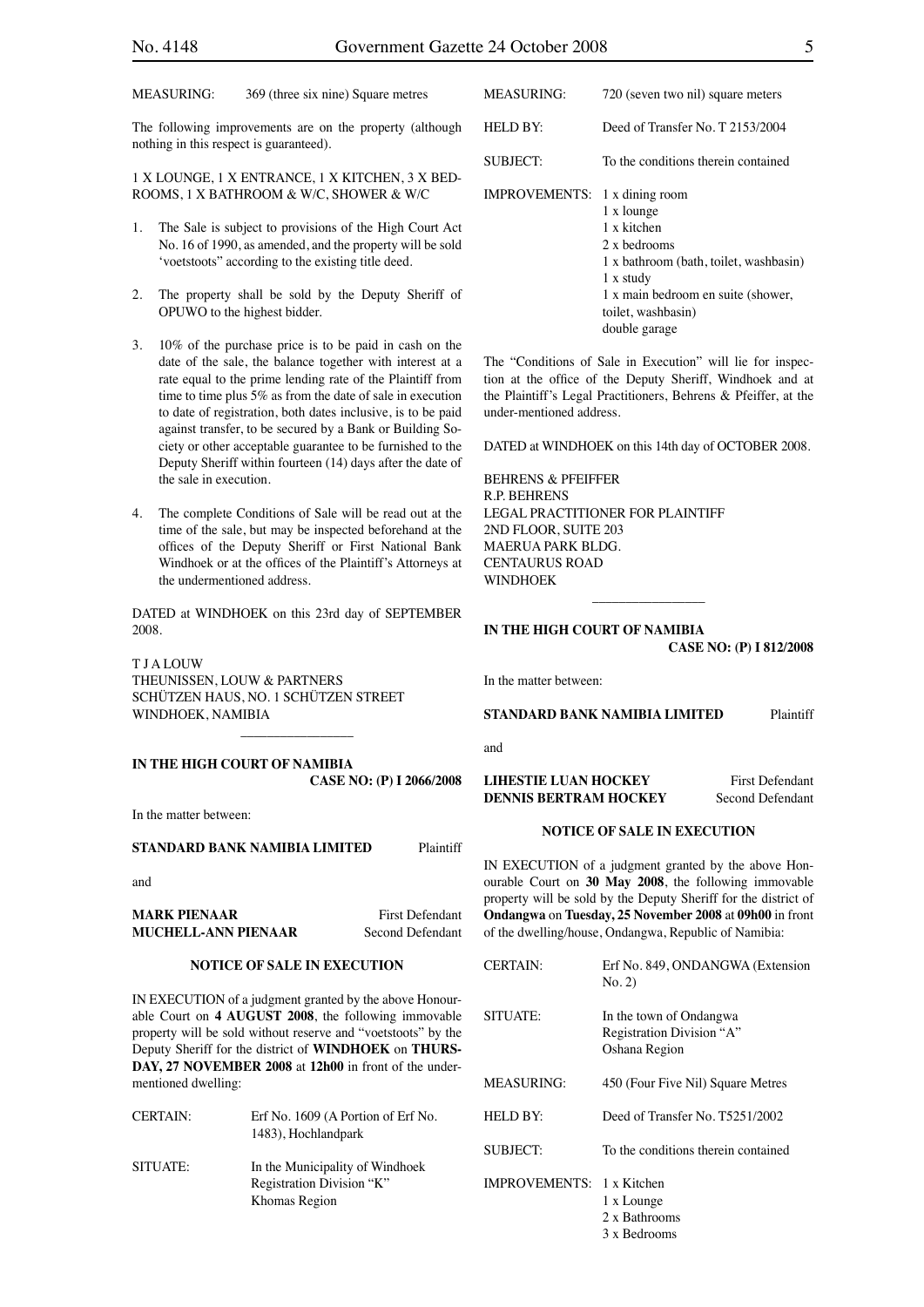MEASURING: 369 (three six nine) Square metres

The following improvements are on the property (although nothing in this respect is guaranteed).

1 X LOUNGE, 1 X ENTRANCE, 1 X KITCHEN, 3 X BEDROOMS, 1 X BATHROOM & W/C, SHOWER & W/C

1. The Sale is subject to provisions of the High Court Act No. 16 of 1990, as amended, and the property will be sold 'voetstoots" according to the existing title deed.

2. The property shall be sold by the Deputy Sheriff of OPUWO to the highest bidder.

3. 10% of the purchase price is to be paid in cash on the date of the sale, the balance together with interest at a rate equal to the prime lending rate of the Plaintiff from time to time plus 5% as from the date of sale in execution to date of registration, both dates inclusive, is to be paid against transfer, to be secured by a Bank or Building Society or other acceptable guarantee to be furnished to the Deputy Sheriff within fourteen (14) days after the date of the sale in execution.

4. The complete Conditions of Sale will be read out at the time of the sale, but may be inspected beforehand at the offices of the Deputy Sheriff or First National Bank Windhoek or at the offices of the Plaintiff's Attorneys at the undermentioned address.

DATED at WINDHOEK on this 23rd day of SEPTEMBER 2008.

T J A LOUW
THEUNISSEN, LOUW & PARTNERS
SCHÜTZEN HAUS, NO. 1 SCHÜTZEN STREET
WINDHOEK, NAMIBIA

---

**IN THE HIGH COURT OF NAMIBIA**
**CASE NO: (P) I 2066/2008**

In the matter between:

**STANDARD BANK NAMIBIA LIMITED** Plaintiff

and

**MARK PIENAAR** First Defendant
**MUCHELL-ANN PIENAAR** Second Defendant

**NOTICE OF SALE IN EXECUTION**

IN EXECUTION of a judgment granted by the above Honourable Court on **4 AUGUST 2008**, the following immovable property will be sold without reserve and "voetstoots" by the Deputy Sheriff for the district of **WINDHOEK** on **THURSDAY, 27 NOVEMBER 2008** at **12h00** in front of the undermentioned dwelling:

CERTAIN: Erf No. 1609 (A Portion of Erf No. 1483), Hochlandpark

SITUATE: In the Municipality of Windhoek
Registration Division "K"
Khomas Region

MEASURING: 720 (seven two nil) square meters

HELD BY: Deed of Transfer No. T 2153/2004

SUBJECT: To the conditions therein contained

IMPROVEMENTS:
1 x dining room
1 x lounge
1 x kitchen
2 x bedrooms
1 x bathroom (bath, toilet, washbasin)
1 x study
1 x main bedroom en suite (shower, toilet, washbasin)
double garage

The "Conditions of Sale in Execution" will lie for inspection at the office of the Deputy Sheriff, Windhoek and at the Plaintiff's Legal Practitioners, Behrens & Pfeiffer, at the under-mentioned address.

DATED at WINDHOEK on this 14th day of OCTOBER 2008.

BEHRENS & PFEIFFER
R.P. BEHRENS
LEGAL PRACTITIONER FOR PLAINTIFF
2ND FLOOR, SUITE 203
MAERUA PARK BLDG.
CENTAURUS ROAD
WINDHOEK

---

**IN THE HIGH COURT OF NAMIBIA**
**CASE NO: (P) I 812/2008**

In the matter between:

**STANDARD BANK NAMIBIA LIMITED** Plaintiff

and

**LIHESTIE LUAN HOCKEY** First Defendant
**DENNIS BERTRAM HOCKEY** Second Defendant

**NOTICE OF SALE IN EXECUTION**

IN EXECUTION of a judgment granted by the above Honourable Court on **30 May 2008**, the following immovable property will be sold by the Deputy Sheriff for the district of **Ondangwa** on **Tuesday, 25 November 2008** at **09h00** in front of the dwelling/house, Ondangwa, Republic of Namibia:

CERTAIN: Erf No. 849, ONDANGWA (Extension No. 2)

SITUATE: In the town of Ondangwa
Registration Division "A"
Oshana Region

MEASURING: 450 (Four Five Nil) Square Metres

HELD BY: Deed of Transfer No. T5251/2002

SUBJECT: To the conditions therein contained

IMPROVEMENTS:
1 x Kitchen
1 x Lounge
2 x Bathrooms
3 x Bedrooms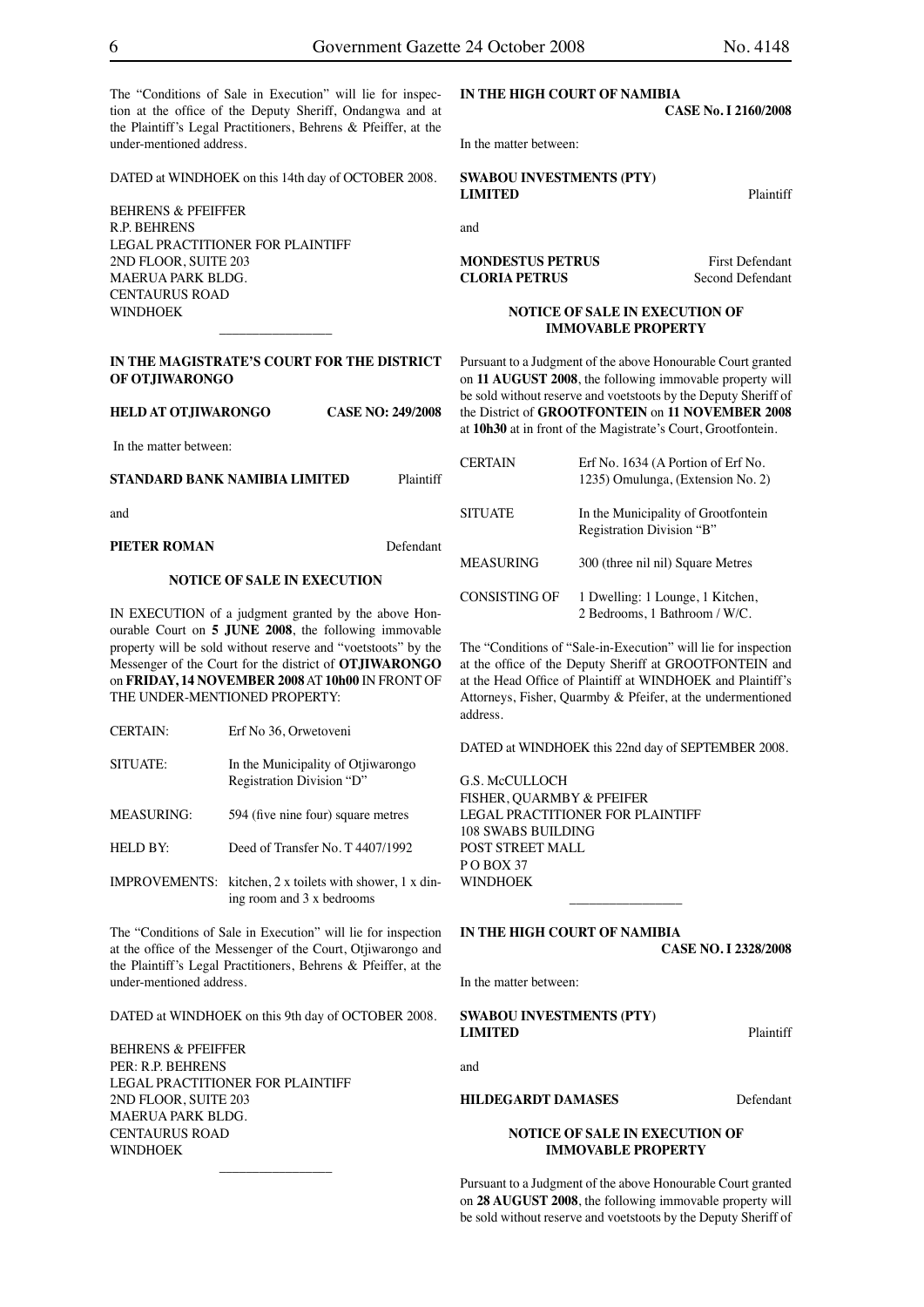The "Conditions of Sale in Execution" will lie for inspection at the office of the Deputy Sheriff, Ondangwa and at the Plaintiff's Legal Practitioners, Behrens & Pfeiffer, at the under-mentioned address.

DATED at WINDHOEK on this 14th day of OCTOBER 2008.

BEHRENS & PFEIFFER
R.P. BEHRENS
LEGAL PRACTITIONER FOR PLAINTIFF
2ND FLOOR, SUITE 203
MAERUA PARK BLDG.
CENTAURUS ROAD
WINDHOEK

---

**IN THE MAGISTRATE'S COURT FOR THE DISTRICT OF OTJIWARONGO**

**HELD AT OTJIWARONGO CASE NO: 249/2008**

In the matter between:

**STANDARD BANK NAMIBIA LIMITED** Plaintiff

and

**PIETER ROMAN** Defendant

**NOTICE OF SALE IN EXECUTION**

IN EXECUTION of a judgment granted by the above Honourable Court on **5 JUNE 2008**, the following immovable property will be sold without reserve and "voetstoots" by the Messenger of the Court for the district of **OTJIWARONGO** on **FRIDAY, 14 NOVEMBER 2008** AT **10h00** IN FRONT OF THE UNDER-MENTIONED PROPERTY:

| | |
|---|---|
| CERTAIN: | Erf No 36, Orwetoveni |
| SITUATE: | In the Municipality of Otjiwarongo Registration Division "D" |
| MEASURING: | 594 (five nine four) square metres |
| HELD BY: | Deed of Transfer No. T 4407/1992 |
| IMPROVEMENTS: | kitchen, 2 x toilets with shower, 1 x dining room and 3 x bedrooms |

The "Conditions of Sale in Execution" will lie for inspection at the office of the Messenger of the Court, Otjiwarongo and the Plaintiff's Legal Practitioners, Behrens & Pfeiffer, at the under-mentioned address.

DATED at WINDHOEK on this 9th day of OCTOBER 2008.

BEHRENS & PFEIFFER
PER: R.P. BEHRENS
LEGAL PRACTITIONER FOR PLAINTIFF
2ND FLOOR, SUITE 203
MAERUA PARK BLDG.
CENTAURUS ROAD
WINDHOEK

---

**IN THE HIGH COURT OF NAMIBIA**

**CASE No. I 2160/2008**

In the matter between:

**SWABOU INVESTMENTS (PTY) LIMITED** Plaintiff

and

**MONDESTUS PETRUS** First Defendant
**CLORIA PETRUS** Second Defendant

**NOTICE OF SALE IN EXECUTION OF IMMOVABLE PROPERTY**

Pursuant to a Judgment of the above Honourable Court granted on **11 AUGUST 2008**, the following immovable property will be sold without reserve and voetstoots by the Deputy Sheriff of the District of **GROOTFONTEIN** on **11 NOVEMBER 2008** at **10h30** at in front of the Magistrate's Court, Grootfontein.

| | |
|---|---|
| CERTAIN | Erf No. 1634 (A Portion of Erf No. 1235) Omulunga, (Extension No. 2) |
| SITUATE | In the Municipality of Grootfontein Registration Division "B" |
| MEASURING | 300 (three nil nil) Square Metres |
| CONSISTING OF | 1 Dwelling: 1 Lounge, 1 Kitchen, 2 Bedrooms, 1 Bathroom / W/C. |

The "Conditions of "Sale-in-Execution" will lie for inspection at the office of the Deputy Sheriff at GROOTFONTEIN and at the Head Office of Plaintiff at WINDHOEK and Plaintiff's Attorneys, Fisher, Quarmby & Pfeifer, at the undermentioned address.

DATED at WINDHOEK this 22nd day of SEPTEMBER 2008.

G.S. McCULLOCH
FISHER, QUARMBY & PFEIFER
LEGAL PRACTITIONER FOR PLAINTIFF
108 SWABS BUILDING
POST STREET MALL
P O BOX 37
WINDHOEK

---

**IN THE HIGH COURT OF NAMIBIA**

**CASE NO. I 2328/2008**

In the matter between:

**SWABOU INVESTMENTS (PTY) LIMITED** Plaintiff

and

**HILDEGARDT DAMASES** Defendant

**NOTICE OF SALE IN EXECUTION OF IMMOVABLE PROPERTY**

Pursuant to a Judgment of the above Honourable Court granted on **28 AUGUST 2008**, the following immovable property will be sold without reserve and voetstoots by the Deputy Sheriff of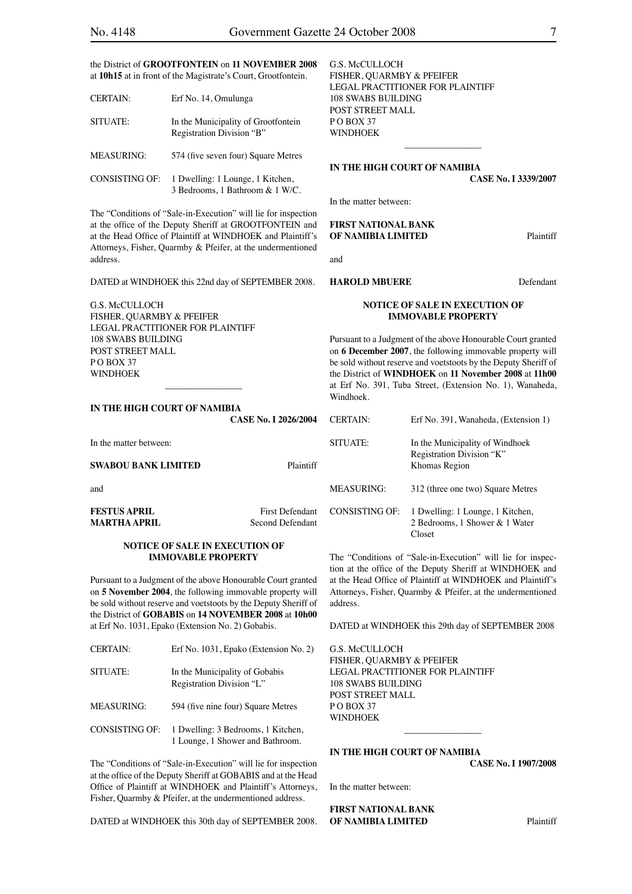the District of **GROOTFONTEIN** on **11 NOVEMBER 2008** at **10h15** at in front of the Magistrate's Court, Grootfontein.

| | |
|---|---|
| CERTAIN: | Erf No. 14, Omulunga |
| SITUATE: | In the Municipality of Grootfontein Registration Division "B" |
| MEASURING: | 574 (five seven four) Square Metres |
| CONSISTING OF: | 1 Dwelling: 1 Lounge, 1 Kitchen, 3 Bedrooms, 1 Bathroom & 1 W/C. |

The "Conditions of "Sale-in-Execution" will lie for inspection at the office of the Deputy Sheriff at GROOTFONTEIN and at the Head Office of Plaintiff at WINDHOEK and Plaintiff's Attorneys, Fisher, Quarmby & Pfeifer, at the undermentioned address.

DATED at WINDHOEK this 22nd day of SEPTEMBER 2008.

G.S. McCULLOCH
FISHER, QUARMBY & PFEIFER
LEGAL PRACTITIONER FOR PLAINTIFF
108 SWABS BUILDING
POST STREET MALL
P O BOX 37
WINDHOEK

---

**IN THE HIGH COURT OF NAMIBIA**

**CASE No. I 2026/2004**

In the matter between:

**SWABOU BANK LIMITED** Plaintiff

and

**FESTUS APRIL** First Defendant
**MARTHA APRIL** Second Defendant

**NOTICE OF SALE IN EXECUTION OF IMMOVABLE PROPERTY**

Pursuant to a Judgment of the above Honourable Court granted on **5 November 2004**, the following immovable property will be sold without reserve and voetstoots by the Deputy Sheriff of the District of **GOBABIS** on **14 NOVEMBER 2008** at **10h00** at Erf No. 1031, Epako (Extension No. 2) Gobabis.

| | |
|---|---|
| CERTAIN: | Erf No. 1031, Epako (Extension No. 2) |
| SITUATE: | In the Municipality of Gobabis Registration Division "L" |
| MEASURING: | 594 (five nine four) Square Metres |
| CONSISTING OF: | 1 Dwelling: 3 Bedrooms, 1 Kitchen, 1 Lounge, 1 Shower and Bathroom. |

The "Conditions of "Sale-in-Execution" will lie for inspection at the office of the Deputy Sheriff at GOBABIS and at the Head Office of Plaintiff at WINDHOEK and Plaintiff's Attorneys, Fisher, Quarmby & Pfeifer, at the undermentioned address.

DATED at WINDHOEK this 30th day of SEPTEMBER 2008.

G.S. McCULLOCH
FISHER, QUARMBY & PFEIFER
LEGAL PRACTITIONER FOR PLAINTIFF
108 SWABS BUILDING
POST STREET MALL
P O BOX 37
WINDHOEK

---

**IN THE HIGH COURT OF NAMIBIA**

**CASE No. I 3339/2007**

In the matter between:

**FIRST NATIONAL BANK OF NAMIBIA LIMITED** Plaintiff

and

**HAROLD MBUERE** Defendant

**NOTICE OF SALE IN EXECUTION OF IMMOVABLE PROPERTY**

Pursuant to a Judgment of the above Honourable Court granted on **6 December 2007**, the following immovable property will be sold without reserve and voetstoots by the Deputy Sheriff of the District of **WINDHOEK** on **11 November 2008** at **11h00** at Erf No. 391, Tuba Street, (Extension No. 1), Wanaheda, Windhoek.

| | |
|---|---|
| CERTAIN: | Erf No. 391, Wanaheda, (Extension 1) |
| SITUATE: | In the Municipality of Windhoek Registration Division "K" Khomas Region |
| MEASURING: | 312 (three one two) Square Metres |
| CONSISTING OF: | 1 Dwelling: 1 Lounge, 1 Kitchen, 2 Bedrooms, 1 Shower & 1 Water Closet |

The "Conditions of "Sale-in-Execution" will lie for inspection at the office of the Deputy Sheriff at WINDHOEK and at the Head Office of Plaintiff at WINDHOEK and Plaintiff's Attorneys, Fisher, Quarmby & Pfeifer, at the undermentioned address.

DATED at WINDHOEK this 29th day of SEPTEMBER 2008

G.S. McCULLOCH
FISHER, QUARMBY & PFEIFER
LEGAL PRACTITIONER FOR PLAINTIFF
108 SWABS BUILDING
POST STREET MALL
P O BOX 37
WINDHOEK

---

**IN THE HIGH COURT OF NAMIBIA**

**CASE No. I 1907/2008**

In the matter between:

**FIRST NATIONAL BANK OF NAMIBIA LIMITED** Plaintiff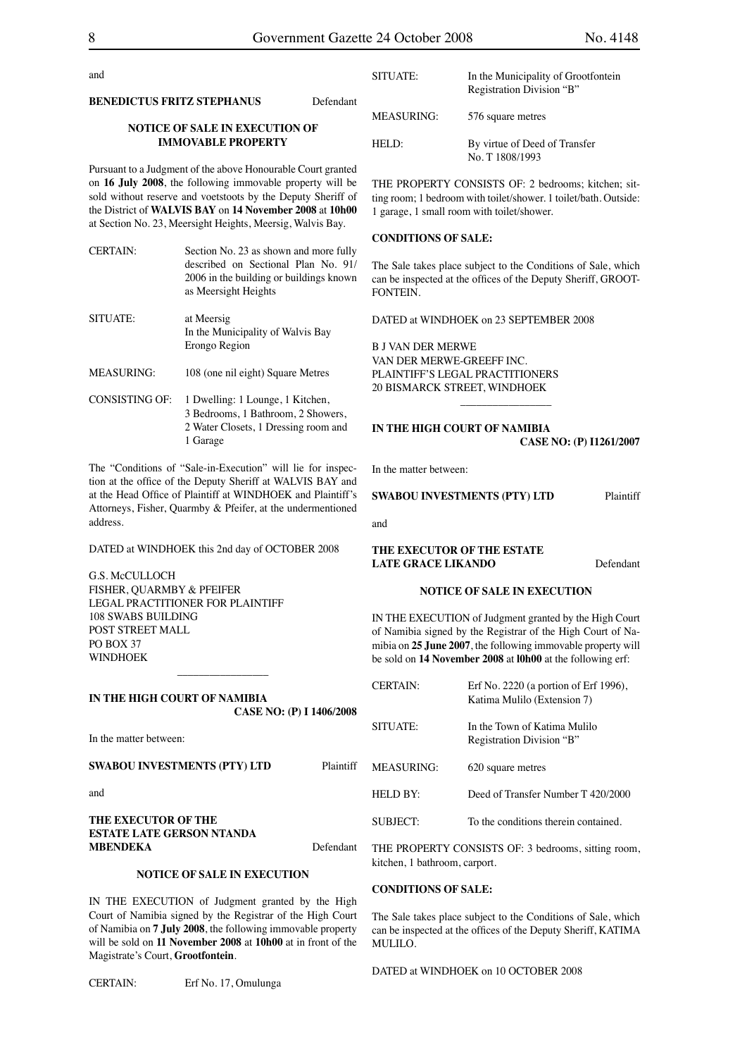and

**BENEDICTUS FRITZ STEPHANUS** Defendant

**NOTICE OF SALE IN EXECUTION OF IMMOVABLE PROPERTY**

Pursuant to a Judgment of the above Honourable Court granted on **16 July 2008**, the following immovable property will be sold without reserve and voetstoots by the Deputy Sheriff of the District of **WALVIS BAY** on **14 November 2008** at **10h00** at Section No. 23, Meersight Heights, Meersig, Walvis Bay.

| | |
|---|---|
| CERTAIN: | Section No. 23 as shown and more fully described on Sectional Plan No. 91/2006 in the building or buildings known as Meersight Heights |
| SITUATE: | at Meersig<br>In the Municipality of Walvis Bay<br>Erongo Region |
| MEASURING: | 108 (one nil eight) Square Metres |
| CONSISTING OF: | 1 Dwelling: 1 Lounge, 1 Kitchen, 3 Bedrooms, 1 Bathroom, 2 Showers, 2 Water Closets, 1 Dressing room and 1 Garage |

The "Conditions of "Sale-in-Execution" will lie for inspection at the office of the Deputy Sheriff at WALVIS BAY and at the Head Office of Plaintiff at WINDHOEK and Plaintiff's Attorneys, Fisher, Quarmby & Pfeifer, at the undermentioned address.

DATED at WINDHOEK this 2nd day of OCTOBER 2008

G.S. McCULLOCH
FISHER, QUARMBY & PFEIFER
LEGAL PRACTITIONER FOR PLAINTIFF
108 SWABS BUILDING
POST STREET MALL
PO BOX 37
WINDHOEK

---

**IN THE HIGH COURT OF NAMIBIA**
**CASE NO: (P) I 1406/2008**

In the matter between:

**SWABOU INVESTMENTS (PTY) LTD** Plaintiff

and

**THE EXECUTOR OF THE ESTATE LATE GERSON NTANDA MBENDEKA** Defendant

**NOTICE OF SALE IN EXECUTION**

IN THE EXECUTION of Judgment granted by the High Court of Namibia signed by the Registrar of the High Court of Namibia on **7 July 2008**, the following immovable property will be sold on **11 November 2008** at **10h00** at in front of the Magistrate's Court, **Grootfontein**.

| | |
|---|---|
| CERTAIN: | Erf No. 17, Omulunga |
| SITUATE: | In the Municipality of Grootfontein<br>Registration Division "B" |
| MEASURING: | 576 square metres |
| HELD: | By virtue of Deed of Transfer No. T 1808/1993 |

THE PROPERTY CONSISTS OF: 2 bedrooms; kitchen; sitting room; 1 bedroom with toilet/shower. 1 toilet/bath. Outside: 1 garage, 1 small room with toilet/shower.

**CONDITIONS OF SALE:**

The Sale takes place subject to the Conditions of Sale, which can be inspected at the offices of the Deputy Sheriff, GROOTFONTEIN.

DATED at WINDHOEK on 23 SEPTEMBER 2008

B J VAN DER MERWE
VAN DER MERWE-GREEFF INC.
PLAINTIFF'S LEGAL PRACTITIONERS
20 BISMARCK STREET, WINDHOEK

---

**IN THE HIGH COURT OF NAMIBIA**
**CASE NO: (P) I1261/2007**

In the matter between:

**SWABOU INVESTMENTS (PTY) LTD** Plaintiff

and

**THE EXECUTOR OF THE ESTATE LATE GRACE LIKANDO** Defendant

**NOTICE OF SALE IN EXECUTION**

IN THE EXECUTION of Judgment granted by the High Court of Namibia signed by the Registrar of the High Court of Namibia on **25 June 2007**, the following immovable property will be sold on **14 November 2008** at **l0h00** at the following erf:

| | |
|---|---|
| CERTAIN: | Erf No. 2220 (a portion of Erf 1996), Katima Mulilo (Extension 7) |
| SITUATE: | In the Town of Katima Mulilo<br>Registration Division "B" |
| MEASURING: | 620 square metres |
| HELD BY: | Deed of Transfer Number T 420/2000 |
| SUBJECT: | To the conditions therein contained. |

THE PROPERTY CONSISTS OF: 3 bedrooms, sitting room, kitchen, 1 bathroom, carport.

**CONDITIONS OF SALE:**

The Sale takes place subject to the Conditions of Sale, which can be inspected at the offices of the Deputy Sheriff, KATIMA MULILO.

DATED at WINDHOEK on 10 OCTOBER 2008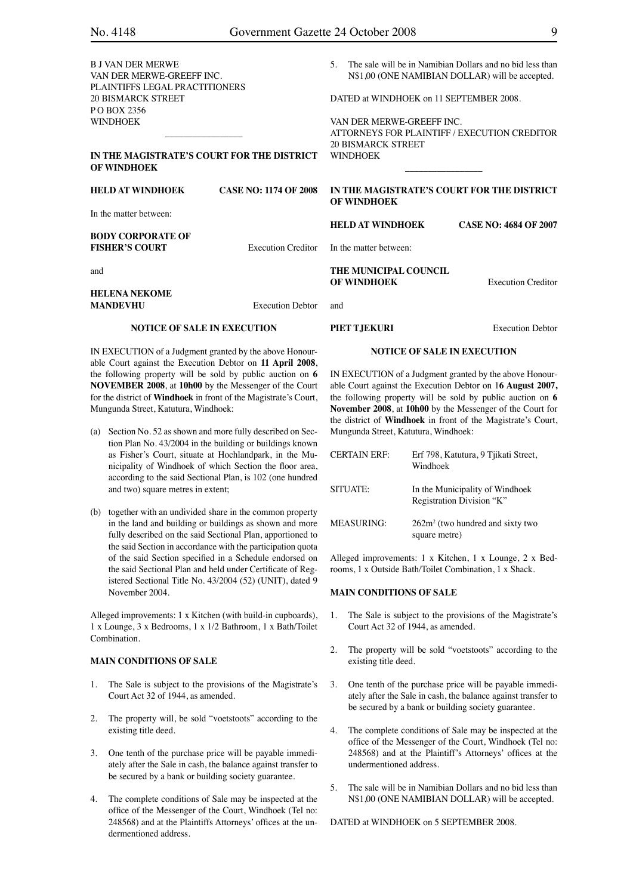B J VAN DER MERWE
VAN DER MERWE-GREEFF INC.
PLAINTIFFS LEGAL PRACTITIONERS
20 BISMARCK STREET
P O BOX 2356
WINDHOEK

---

**IN THE MAGISTRATE'S COURT FOR THE DISTRICT OF WINDHOEK**

**HELD AT WINDHOEK** **CASE NO: 1174 OF 2008**

In the matter between:

**BODY CORPORATE OF FISHER'S COURT** Execution Creditor

and

**HELENA NEKOME MANDEVHU** Execution Debtor

**NOTICE OF SALE IN EXECUTION**

IN EXECUTION of a Judgment granted by the above Honourable Court against the Execution Debtor on **11 April 2008**, the following property will be sold by public auction on **6 NOVEMBER 2008**, at **10h00** by the Messenger of the Court for the district of **Windhoek** in front of the Magistrate's Court, Mungunda Street, Katutura, Windhoek:

(a) Section No. 52 as shown and more fully described on Section Plan No. 43/2004 in the building or buildings known as Fisher's Court, situate at Hochlandpark, in the Municipality of Windhoek of which Section the floor area, according to the said Sectional Plan, is 102 (one hundred and two) square metres in extent;

(b) together with an undivided share in the common property in the land and building or buildings as shown and more fully described on the said Sectional Plan, apportioned to the said Section in accordance with the participation quota of the said Section specified in a Schedule endorsed on the said Sectional Plan and held under Certificate of Registered Sectional Title No. 43/2004 (52) (UNIT), dated 9 November 2004.

Alleged improvements: 1 x Kitchen (with build-in cupboards), 1 x Lounge, 3 x Bedrooms, 1 x 1/2 Bathroom, 1 x Bath/Toilet Combination.

**MAIN CONDITIONS OF SALE**

1. The Sale is subject to the provisions of the Magistrate's Court Act 32 of 1944, as amended.

2. The property will, be sold "voetstoots" according to the existing title deed.

3. One tenth of the purchase price will be payable immediately after the Sale in cash, the balance against transfer to be secured by a bank or building society guarantee.

4. The complete conditions of Sale may be inspected at the office of the Messenger of the Court, Windhoek (Tel no: 248568) and at the Plaintiffs Attorneys' offices at the undermentioned address.

5. The sale will be in Namibian Dollars and no bid less than N$1,00 (ONE NAMIBIAN DOLLAR) will be accepted.

DATED at WINDHOEK on 11 SEPTEMBER 2008.

VAN DER MERWE-GREEFF INC.
ATTORNEYS FOR PLAINTIFF / EXECUTION CREDITOR
20 BISMARCK STREET
WINDHOEK

---

**IN THE MAGISTRATE'S COURT FOR THE DISTRICT OF WINDHOEK**

**HELD AT WINDHOEK** **CASE NO: 4684 OF 2007**

In the matter between:

**THE MUNICIPAL COUNCIL OF WINDHOEK** Execution Creditor

and

**PIET TJEKURI** Execution Debtor

**NOTICE OF SALE IN EXECUTION**

IN EXECUTION of a Judgment granted by the above Honourable Court against the Execution Debtor on 1**6 August 2007,** the following property will be sold by public auction on **6 November 2008**, at **10h00** by the Messenger of the Court for the district of **Windhoek** in front of the Magistrate's Court, Mungunda Street, Katutura, Windhoek:

| | |
|---|---|
| CERTAIN ERF: | Erf 798, Katutura, 9 Tjikati Street, Windhoek |
| SITUATE: | In the Municipality of Windhoek Registration Division "K" |
| MEASURING: | 262m² (two hundred and sixty two square metre) |

Alleged improvements: 1 x Kitchen, 1 x Lounge, 2 x Bedrooms, 1 x Outside Bath/Toilet Combination, 1 x Shack.

**MAIN CONDITIONS OF SALE**

1. The Sale is subject to the provisions of the Magistrate's Court Act 32 of 1944, as amended.

2. The property will be sold "voetstoots" according to the existing title deed.

3. One tenth of the purchase price will be payable immediately after the Sale in cash, the balance against transfer to be secured by a bank or building society guarantee.

4. The complete conditions of Sale may be inspected at the office of the Messenger of the Court, Windhoek (Tel no: 248568) and at the Plaintiff's Attorneys' offices at the undermentioned address.

5. The sale will be in Namibian Dollars and no bid less than N$1,00 (ONE NAMIBIAN DOLLAR) will be accepted.

DATED at WINDHOEK on 5 SEPTEMBER 2008.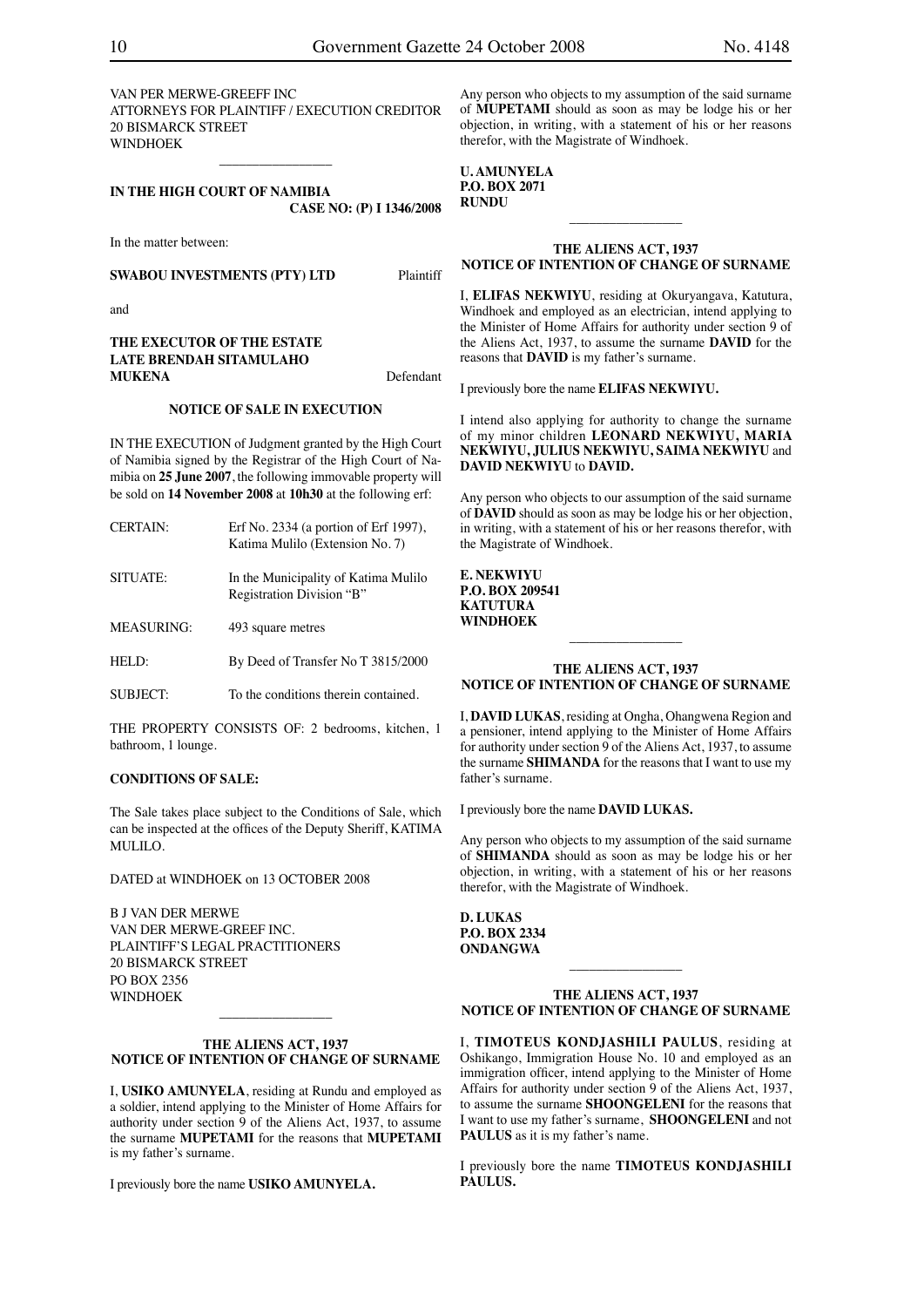VAN PER MERWE-GREEFF INC
ATTORNEYS FOR PLAINTIFF / EXECUTION CREDITOR
20 BISMARCK STREET
WINDHOEK

---

**IN THE HIGH COURT OF NAMIBIA**
**CASE NO: (P) I 1346/2008**

In the matter between:

**SWABOU INVESTMENTS (PTY) LTD** Plaintiff

and

**THE EXECUTOR OF THE ESTATE LATE BRENDAH SITAMULAHO MUKENA** Defendant

**NOTICE OF SALE IN EXECUTION**

IN THE EXECUTION of Judgment granted by the High Court of Namibia signed by the Registrar of the High Court of Namibia on **25 June 2007**, the following immovable property will be sold on **14 November 2008** at **10h30** at the following erf:

| | |
|---|---|
| CERTAIN: | Erf No. 2334 (a portion of Erf 1997), Katima Mulilo (Extension No. 7) |
| SITUATE: | In the Municipality of Katima Mulilo Registration Division "B" |
| MEASURING: | 493 square metres |
| HELD: | By Deed of Transfer No T 3815/2000 |
| SUBJECT: | To the conditions therein contained. |

THE PROPERTY CONSISTS OF: 2 bedrooms, kitchen, 1 bathroom, 1 lounge.

**CONDITIONS OF SALE:**

The Sale takes place subject to the Conditions of Sale, which can be inspected at the offices of the Deputy Sheriff, KATIMA MULILO.

DATED at WINDHOEK on 13 OCTOBER 2008

B J VAN DER MERWE
VAN DER MERWE-GREEF INC.
PLAINTIFF'S LEGAL PRACTITIONERS
20 BISMARCK STREET
PO BOX 2356
WINDHOEK

---

**THE ALIENS ACT, 1937**
**NOTICE OF INTENTION OF CHANGE OF SURNAME**

I, **USIKO AMUNYELA**, residing at Rundu and employed as a soldier, intend applying to the Minister of Home Affairs for authority under section 9 of the Aliens Act, 1937, to assume the surname **MUPETAMI** for the reasons that **MUPETAMI** is my father's surname.

I previously bore the name **USIKO AMUNYELA.**

Any person who objects to my assumption of the said surname of **MUPETAMI** should as soon as may be lodge his or her objection, in writing, with a statement of his or her reasons therefor, with the Magistrate of Windhoek.

**U. AMUNYELA**
**P.O. BOX 2071**
**RUNDU**

---

**THE ALIENS ACT, 1937**
**NOTICE OF INTENTION OF CHANGE OF SURNAME**

I, **ELIFAS NEKWIYU**, residing at Okuryangava, Katutura, Windhoek and employed as an electrician, intend applying to the Minister of Home Affairs for authority under section 9 of the Aliens Act, 1937, to assume the surname **DAVID** for the reasons that **DAVID** is my father's surname.

I previously bore the name **ELIFAS NEKWIYU.**

I intend also applying for authority to change the surname of my minor children **LEONARD NEKWIYU, MARIA NEKWIYU, JULIUS NEKWIYU, SAIMA NEKWIYU** and **DAVID NEKWIYU** to **DAVID.**

Any person who objects to our assumption of the said surname of **DAVID** should as soon as may be lodge his or her objection, in writing, with a statement of his or her reasons therefor, with the Magistrate of Windhoek.

**E. NEKWIYU**
**P.O. BOX 209541**
**KATUTURA**
**WINDHOEK**

---

**THE ALIENS ACT, 1937**
**NOTICE OF INTENTION OF CHANGE OF SURNAME**

I, **DAVID LUKAS**, residing at Ongha, Ohangwena Region and a pensioner, intend applying to the Minister of Home Affairs for authority under section 9 of the Aliens Act, 1937, to assume the surname **SHIMANDA** for the reasons that I want to use my father's surname.

I previously bore the name **DAVID LUKAS.**

Any person who objects to my assumption of the said surname of **SHIMANDA** should as soon as may be lodge his or her objection, in writing, with a statement of his or her reasons therefor, with the Magistrate of Windhoek.

**D. LUKAS**
**P.O. BOX 2334**
**ONDANGWA**

---

**THE ALIENS ACT, 1937**
**NOTICE OF INTENTION OF CHANGE OF SURNAME**

I, **TIMOTEUS KONDJASHILI PAULUS**, residing at Oshikango, Immigration House No. 10 and employed as an immigration officer, intend applying to the Minister of Home Affairs for authority under section 9 of the Aliens Act, 1937, to assume the surname **SHOONGELENI** for the reasons that I want to use my father's surname, **SHOONGELENI** and not **PAULUS** as it is my father's name.

I previously bore the name **TIMOTEUS KONDJASHILI PAULUS.**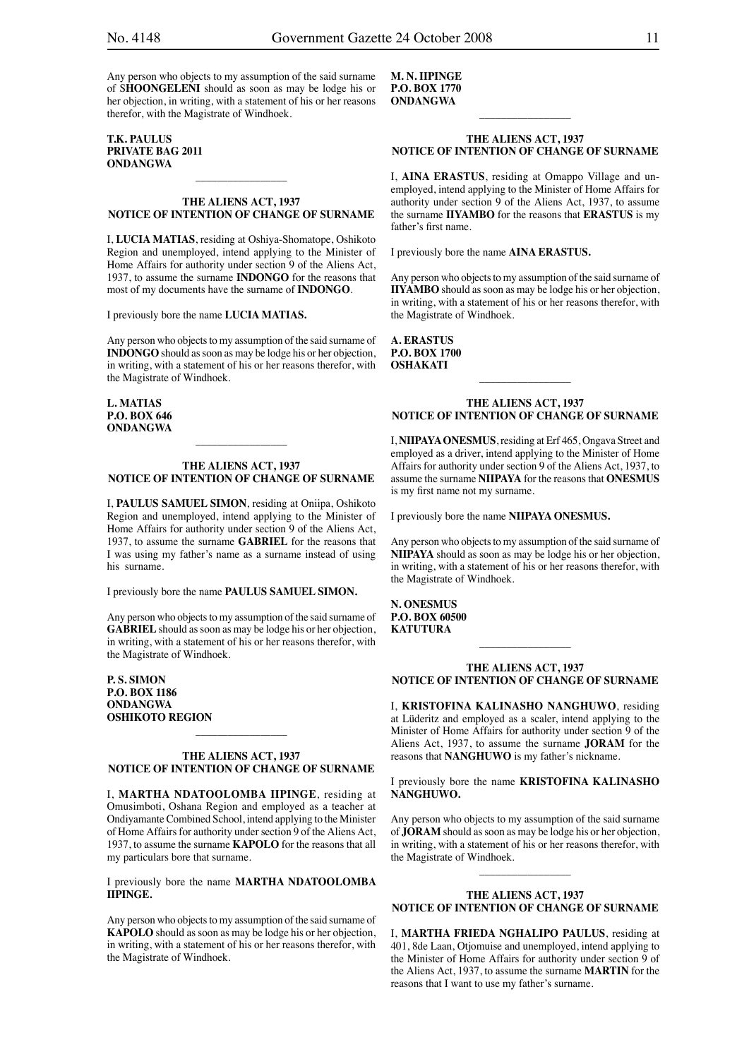Any person who objects to my assumption of the said surname of S**HOONGELENI** should as soon as may be lodge his or her objection, in writing, with a statement of his or her reasons therefor, with the Magistrate of Windhoek.

**T.K. PAULUS**
**PRIVATE BAG 2011**
**ONDANGWA**

---

### THE ALIENS ACT, 1937
### NOTICE OF INTENTION OF CHANGE OF SURNAME

I, **LUCIA MATIAS**, residing at Oshiya-Shomatope, Oshikoto Region and unemployed, intend applying to the Minister of Home Affairs for authority under section 9 of the Aliens Act, 1937, to assume the surname **INDONGO** for the reasons that most of my documents have the surname of **INDONGO**.

I previously bore the name **LUCIA MATIAS.**

Any person who objects to my assumption of the said surname of **INDONGO** should as soon as may be lodge his or her objection, in writing, with a statement of his or her reasons therefor, with the Magistrate of Windhoek.

**L. MATIAS**
**P.O. BOX 646**
**ONDANGWA**

---

### THE ALIENS ACT, 1937
### NOTICE OF INTENTION OF CHANGE OF SURNAME

I, **PAULUS SAMUEL SIMON**, residing at Oniipa, Oshikoto Region and unemployed, intend applying to the Minister of Home Affairs for authority under section 9 of the Aliens Act, 1937, to assume the surname **GABRIEL** for the reasons that I was using my father's name as a surname instead of using his surname.

I previously bore the name **PAULUS SAMUEL SIMON.**

Any person who objects to my assumption of the said surname of **GABRIEL** should as soon as may be lodge his or her objection, in writing, with a statement of his or her reasons therefor, with the Magistrate of Windhoek.

**P. S. SIMON**
**P.O. BOX 1186**
**ONDANGWA**
**OSHIKOTO REGION**

---

### THE ALIENS ACT, 1937
### NOTICE OF INTENTION OF CHANGE OF SURNAME

I, **MARTHA NDATOOLOMBA IIPINGE**, residing at Omusimboti, Oshana Region and employed as a teacher at Ondiyamante Combined School, intend applying to the Minister of Home Affairs for authority under section 9 of the Aliens Act, 1937, to assume the surname **KAPOLO** for the reasons that all my particulars bore that surname.

I previously bore the name **MARTHA NDATOOLOMBA IIPINGE.**

Any person who objects to my assumption of the said surname of **KAPOLO** should as soon as may be lodge his or her objection, in writing, with a statement of his or her reasons therefor, with the Magistrate of Windhoek.

**M. N. IIPINGE**
**P.O. BOX 1770**
**ONDANGWA**

---

### THE ALIENS ACT, 1937
### NOTICE OF INTENTION OF CHANGE OF SURNAME

I, **AINA ERASTUS**, residing at Omappo Village and unemployed, intend applying to the Minister of Home Affairs for authority under section 9 of the Aliens Act, 1937, to assume the surname **IIYAMBO** for the reasons that **ERASTUS** is my father's first name.

I previously bore the name **AINA ERASTUS.**

Any person who objects to my assumption of the said surname of **IIYAMBO** should as soon as may be lodge his or her objection, in writing, with a statement of his or her reasons therefor, with the Magistrate of Windhoek.

**A. ERASTUS**
**P.O. BOX 1700**
**OSHAKATI**

---

### THE ALIENS ACT, 1937
### NOTICE OF INTENTION OF CHANGE OF SURNAME

I, **NIIPAYA ONESMUS**, residing at Erf 465, Ongava Street and employed as a driver, intend applying to the Minister of Home Affairs for authority under section 9 of the Aliens Act, 1937, to assume the surname **NIIPAYA** for the reasons that **ONESMUS** is my first name not my surname.

I previously bore the name **NIIPAYA ONESMUS.**

Any person who objects to my assumption of the said surname of **NIIPAYA** should as soon as may be lodge his or her objection, in writing, with a statement of his or her reasons therefor, with the Magistrate of Windhoek.

**N. ONESMUS**
**P.O. BOX 60500**
**KATUTURA**

---

### THE ALIENS ACT, 1937
### NOTICE OF INTENTION OF CHANGE OF SURNAME

I, **KRISTOFINA KALINASHO NANGHUWO**, residing at Lüderitz and employed as a scaler, intend applying to the Minister of Home Affairs for authority under section 9 of the Aliens Act, 1937, to assume the surname **JORAM** for the reasons that **NANGHUWO** is my father's nickname.

I previously bore the name **KRISTOFINA KALINASHO NANGHUWO.**

Any person who objects to my assumption of the said surname of **JORAM** should as soon as may be lodge his or her objection, in writing, with a statement of his or her reasons therefor, with the Magistrate of Windhoek.

---

### THE ALIENS ACT, 1937
### NOTICE OF INTENTION OF CHANGE OF SURNAME

I, **MARTHA FRIEDA NGHALIPO PAULUS**, residing at 401, 8de Laan, Otjomuise and unemployed, intend applying to the Minister of Home Affairs for authority under section 9 of the Aliens Act, 1937, to assume the surname **MARTIN** for the reasons that I want to use my father's surname.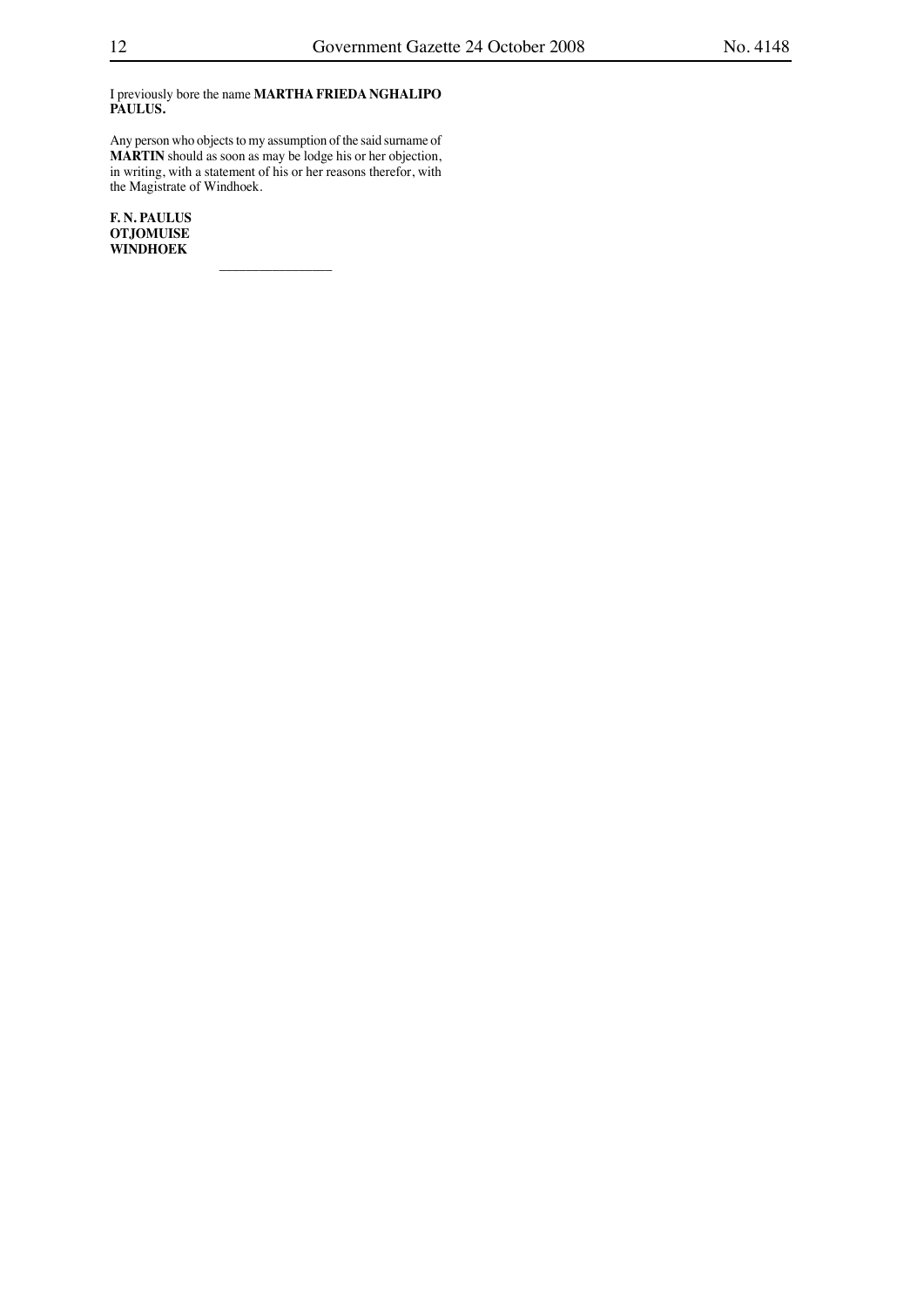I previously bore the name **MARTHA FRIEDA NGHALIPO PAULUS.**

Any person who objects to my assumption of the said surname of **MARTIN** should as soon as may be lodge his or her objection, in writing, with a statement of his or her reasons therefor, with the Magistrate of Windhoek.

**F. N. PAULUS**
**OTJOMUISE**
**WINDHOEK**

---